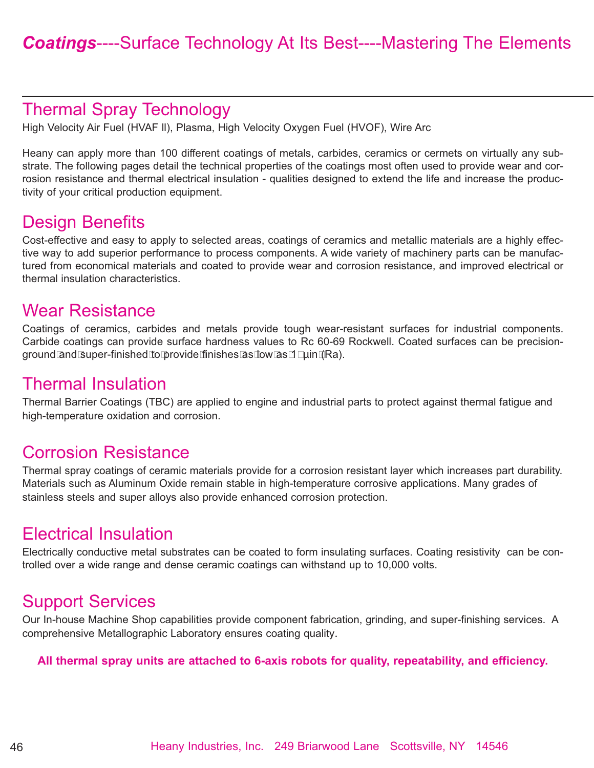# *Coatings*----Surface Technology At Its Best----Mastering The Elements

## Thermal Spray Technology

High Velocity Air Fuel (HVAF ll), Plasma, High Velocity Oxygen Fuel (HVOF), Wire Arc

Heany can apply more than 100 different coatings of metals, carbides, ceramics or cermets on virtually any substrate. The following pages detail the technical properties of the coatings most often used to provide wear and corrosion resistance and thermal electrical insulation - qualities designed to extend the life and increase the productivity of your critical production equipment.

## Design Benefits

Cost-effective and easy to apply to selected areas, coatings of ceramics and metallic materials are a highly effective way to add superior performance to process components. A wide variety of machinery parts can be manufactured from economical materials and coated to provide wear and corrosion resistance, and improved electrical or thermal insulation characteristics.

## Wear Resistance

Coatings of ceramics, carbides and metals provide tough wear-resistant surfaces for industrial components. Carbide coatings can provide surface hardness values to Rc 60-69 Rockwell. Coated surfaces can be precision-ground and super-finished to provide finishes as low as 1 μin (Ra).

## Thermal Insulation

Thermal Barrier Coatings (TBC) are applied to engine and industrial parts to protect against thermal fatigue and high-temperature oxidation and corrosion.

## Corrosion Resistance

Thermal spray coatings of ceramic materials provide for a corrosion resistant layer which increases part durability. Materials such as Aluminum Oxide remain stable in high-temperature corrosive applications. Many grades of stainless steels and super alloys also provide enhanced corrosion protection.

## Electrical Insulation

Electrically conductive metal substrates can be coated to form insulating surfaces. Coating resistivity can be controlled over a wide range and dense ceramic coatings can withstand up to 10,000 volts.

## Support Services

Our In-house Machine Shop capabilities provide component fabrication, grinding, and super-finishing services. A comprehensive Metallographic Laboratory ensures coating quality.

**All thermal spray units are attached to 6-axis robots for quality, repeatability, and efficiency.**

Heany Industries, Inc. 249 Briarwood Lane Scottsville, NY 14546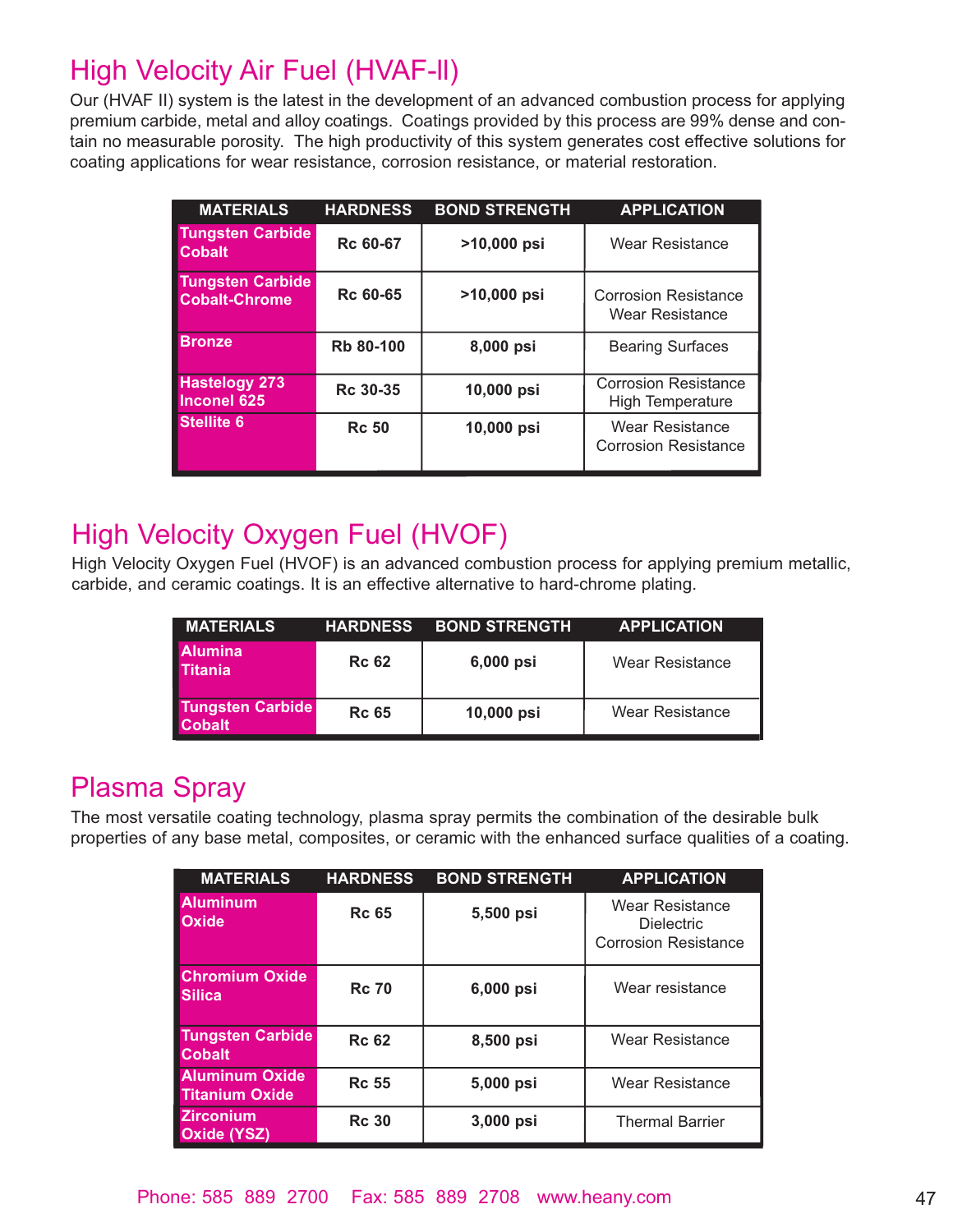## High Velocity Air Fuel (HVAF-II)

Our (HVAF II) system is the latest in the development of an advanced combustion process for applying premium carbide, metal and alloy coatings. Coatings provided by this process are 99% dense and contain no measurable porosity. The high productivity of this system generates cost effective solutions for coating applications for wear resistance, corrosion resistance, or material restoration.

| MATERIALS | HARDNESS | BOND STRENGTH | APPLICATION |
|---|---|---|---|
| **Tungsten Carbide Cobalt** | Rc 60-67 | >10,000 psi | Wear Resistance |
| **Tungsten Carbide Cobalt-Chrome** | Rc 60-65 | >10,000 psi | Corrosion Resistance Wear Resistance |
| **Bronze** | Rb 80-100 | 8,000 psi | Bearing Surfaces |
| **Hastelogy 273 Inconel 625** | Rc 30-35 | 10,000 psi | Corrosion Resistance High Temperature |
| **Stellite 6** | Rc 50 | 10,000 psi | Wear Resistance Corrosion Resistance |

## High Velocity Oxygen Fuel (HVOF)

High Velocity Oxygen Fuel (HVOF) is an advanced combustion process for applying premium metallic, carbide, and ceramic coatings. It is an effective alternative to hard-chrome plating.

| MATERIALS | HARDNESS | BOND STRENGTH | APPLICATION |
|---|---|---|---|
| **Alumina Titania** | Rc 62 | 6,000 psi | Wear Resistance |
| **Tungsten Carbide Cobalt** | Rc 65 | 10,000 psi | Wear Resistance |

## Plasma Spray

The most versatile coating technology, plasma spray permits the combination of the desirable bulk properties of any base metal, composites, or ceramic with the enhanced surface qualities of a coating.

| MATERIALS | HARDNESS | BOND STRENGTH | APPLICATION |
|---|---|---|---|
| **Aluminum Oxide** | Rc 65 | 5,500 psi | Wear Resistance Dielectric Corrosion Resistance |
| **Chromium Oxide Silica** | Rc 70 | 6,000 psi | Wear resistance |
| **Tungsten Carbide Cobalt** | Rc 62 | 8,500 psi | Wear Resistance |
| **Aluminum Oxide Titanium Oxide** | Rc 55 | 5,000 psi | Wear Resistance |
| **Zirconium Oxide (YSZ)** | Rc 30 | 3,000 psi | Thermal Barrier |

Phone: 585 889 2700 Fax: 585 889 2708 www.heany.com